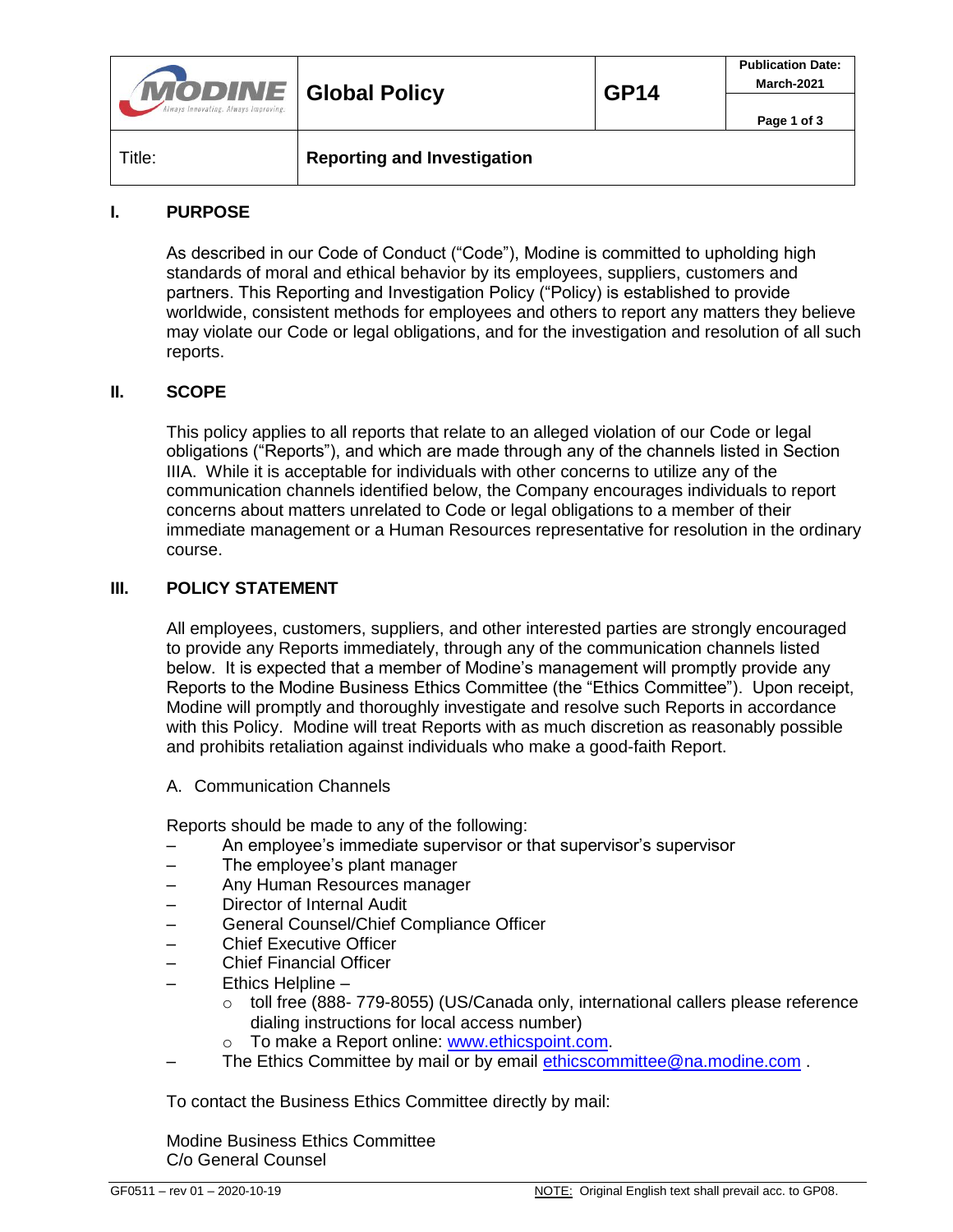| MODINE | Global Policy | GP14 | Publication Date: March-2021 |
|---|---|---|---|
| Title: | Reporting and Investigation | | |

## I. PURPOSE

As described in our Code of Conduct ("Code"), Modine is committed to upholding high standards of moral and ethical behavior by its employees, suppliers, customers and partners. This Reporting and Investigation Policy ("Policy) is established to provide worldwide, consistent methods for employees and others to report any matters they believe may violate our Code or legal obligations, and for the investigation and resolution of all such reports.

## II. SCOPE

This policy applies to all reports that relate to an alleged violation of our Code or legal obligations ("Reports"), and which are made through any of the channels listed in Section IIIA. While it is acceptable for individuals with other concerns to utilize any of the communication channels identified below, the Company encourages individuals to report concerns about matters unrelated to Code or legal obligations to a member of their immediate management or a Human Resources representative for resolution in the ordinary course.

## III. POLICY STATEMENT

All employees, customers, suppliers, and other interested parties are strongly encouraged to provide any Reports immediately, through any of the communication channels listed below. It is expected that a member of Modine's management will promptly provide any Reports to the Modine Business Ethics Committee (the "Ethics Committee"). Upon receipt, Modine will promptly and thoroughly investigate and resolve such Reports in accordance with this Policy. Modine will treat Reports with as much discretion as reasonably possible and prohibits retaliation against individuals who make a good-faith Report.

A. Communication Channels

Reports should be made to any of the following:

- An employee's immediate supervisor or that supervisor's supervisor
- The employee's plant manager
- Any Human Resources manager
- Director of Internal Audit
- General Counsel/Chief Compliance Officer
- Chief Executive Officer
- Chief Financial Officer
- Ethics Helpline –
  - toll free (888- 779-8055) (US/Canada only, international callers please reference dialing instructions for local access number)
  - To make a Report online: www.ethicspoint.com.
- The Ethics Committee by mail or by email ethicscommittee@na.modine.com .

To contact the Business Ethics Committee directly by mail:

Modine Business Ethics Committee
C/o General Counsel

GF0511 – rev 01 – 2020-10-19 NOTE: Original English text shall prevail acc. to GP08.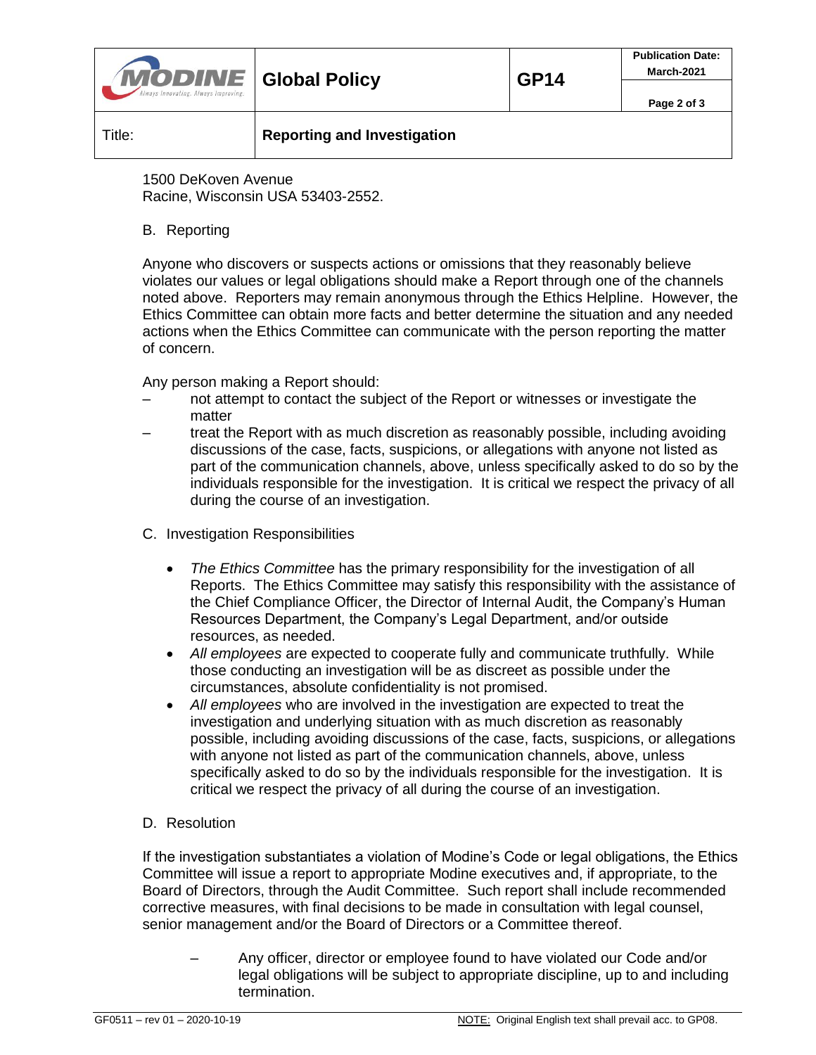1500 DeKoven Avenue
Racine, Wisconsin USA 53403-2552.

## B. Reporting

Anyone who discovers or suspects actions or omissions that they reasonably believe violates our values or legal obligations should make a Report through one of the channels noted above. Reporters may remain anonymous through the Ethics Helpline. However, the Ethics Committee can obtain more facts and better determine the situation and any needed actions when the Ethics Committee can communicate with the person reporting the matter of concern.

Any person making a Report should:

– not attempt to contact the subject of the Report or witnesses or investigate the matter
– treat the Report with as much discretion as reasonably possible, including avoiding discussions of the case, facts, suspicions, or allegations with anyone not listed as part of the communication channels, above, unless specifically asked to do so by the individuals responsible for the investigation. It is critical we respect the privacy of all during the course of an investigation.

## C. Investigation Responsibilities

- *The Ethics Committee* has the primary responsibility for the investigation of all Reports. The Ethics Committee may satisfy this responsibility with the assistance of the Chief Compliance Officer, the Director of Internal Audit, the Company's Human Resources Department, the Company's Legal Department, and/or outside resources, as needed.
- *All employees* are expected to cooperate fully and communicate truthfully. While those conducting an investigation will be as discreet as possible under the circumstances, absolute confidentiality is not promised.
- *All employees* who are involved in the investigation are expected to treat the investigation and underlying situation with as much discretion as reasonably possible, including avoiding discussions of the case, facts, suspicions, or allegations with anyone not listed as part of the communication channels, above, unless specifically asked to do so by the individuals responsible for the investigation. It is critical we respect the privacy of all during the course of an investigation.

## D. Resolution

If the investigation substantiates a violation of Modine's Code or legal obligations, the Ethics Committee will issue a report to appropriate Modine executives and, if appropriate, to the Board of Directors, through the Audit Committee. Such report shall include recommended corrective measures, with final decisions to be made in consultation with legal counsel, senior management and/or the Board of Directors or a Committee thereof.

– Any officer, director or employee found to have violated our Code and/or legal obligations will be subject to appropriate discipline, up to and including termination.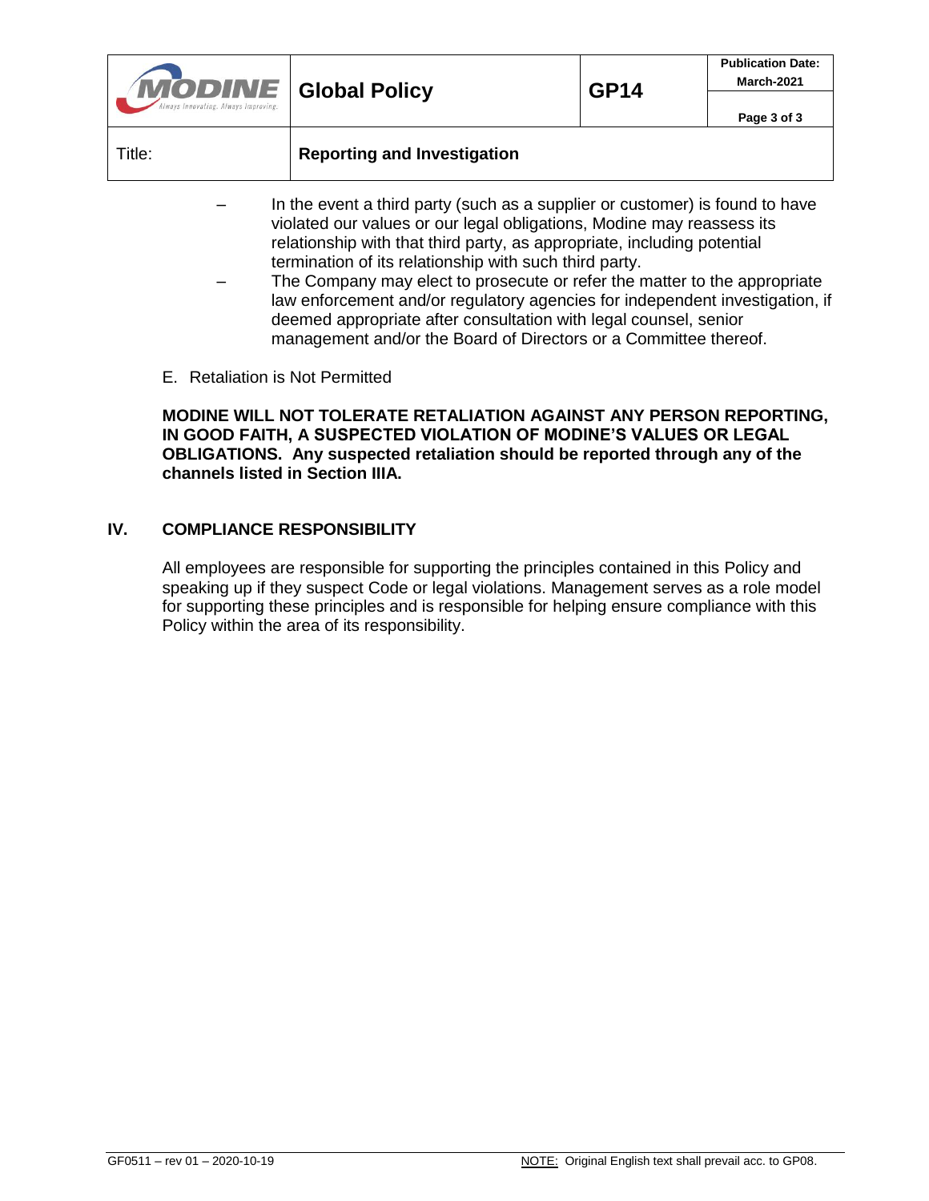- In the event a third party (such as a supplier or customer) is found to have violated our values or our legal obligations, Modine may reassess its relationship with that third party, as appropriate, including potential termination of its relationship with such third party.
- The Company may elect to prosecute or refer the matter to the appropriate law enforcement and/or regulatory agencies for independent investigation, if deemed appropriate after consultation with legal counsel, senior management and/or the Board of Directors or a Committee thereof.

E. Retaliation is Not Permitted

**MODINE WILL NOT TOLERATE RETALIATION AGAINST ANY PERSON REPORTING, IN GOOD FAITH, A SUSPECTED VIOLATION OF MODINE'S VALUES OR LEGAL OBLIGATIONS. Any suspected retaliation should be reported through any of the channels listed in Section IIIA.**

## IV. COMPLIANCE RESPONSIBILITY

All employees are responsible for supporting the principles contained in this Policy and speaking up if they suspect Code or legal violations. Management serves as a role model for supporting these principles and is responsible for helping ensure compliance with this Policy within the area of its responsibility.